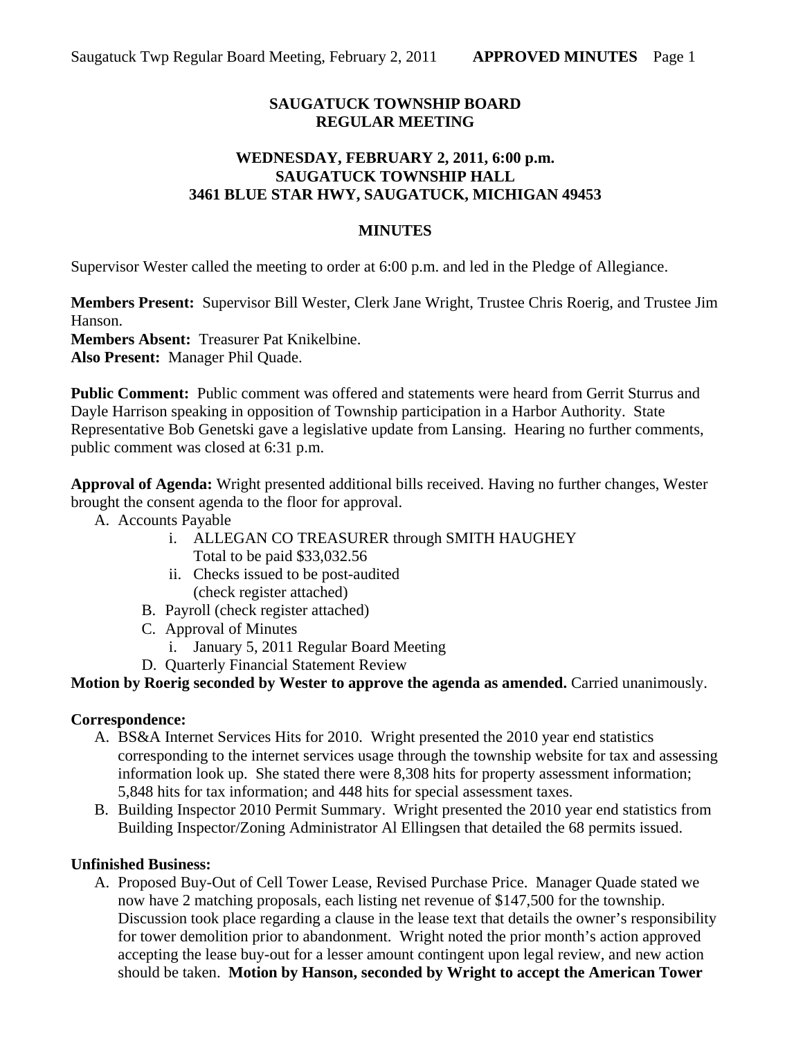# SAUGATUCK TOWNSHIP BOARD
# REGULAR MEETING

## WEDNESDAY, FEBRUARY 2, 2011, 6:00 p.m.
## SAUGATUCK TOWNSHIP HALL
## 3461 BLUE STAR HWY, SAUGATUCK, MICHIGAN 49453

## MINUTES

Supervisor Wester called the meeting to order at 6:00 p.m. and led in the Pledge of Allegiance.

**Members Present:** Supervisor Bill Wester, Clerk Jane Wright, Trustee Chris Roerig, and Trustee Jim Hanson.
**Members Absent:** Treasurer Pat Knikelbine.
**Also Present:** Manager Phil Quade.

**Public Comment:** Public comment was offered and statements were heard from Gerrit Sturrus and Dayle Harrison speaking in opposition of Township participation in a Harbor Authority. State Representative Bob Genetski gave a legislative update from Lansing. Hearing no further comments, public comment was closed at 6:31 p.m.

**Approval of Agenda:** Wright presented additional bills received. Having no further changes, Wester brought the consent agenda to the floor for approval.

A. Accounts Payable
   i. ALLEGAN CO TREASURER through SMITH HAUGHEY
      Total to be paid $33,032.56
   ii. Checks issued to be post-audited
      (check register attached)
B. Payroll (check register attached)
C. Approval of Minutes
   i. January 5, 2011 Regular Board Meeting
D. Quarterly Financial Statement Review

**Motion by Roerig seconded by Wester to approve the agenda as amended.** Carried unanimously.

**Correspondence:**

A. BS&A Internet Services Hits for 2010. Wright presented the 2010 year end statistics corresponding to the internet services usage through the township website for tax and assessing information look up. She stated there were 8,308 hits for property assessment information; 5,848 hits for tax information; and 448 hits for special assessment taxes.
B. Building Inspector 2010 Permit Summary. Wright presented the 2010 year end statistics from Building Inspector/Zoning Administrator Al Ellingsen that detailed the 68 permits issued.

**Unfinished Business:**

A. Proposed Buy-Out of Cell Tower Lease, Revised Purchase Price. Manager Quade stated we now have 2 matching proposals, each listing net revenue of $147,500 for the township. Discussion took place regarding a clause in the lease text that details the owner's responsibility for tower demolition prior to abandonment. Wright noted the prior month's action approved accepting the lease buy-out for a lesser amount contingent upon legal review, and new action should be taken. **Motion by Hanson, seconded by Wright to accept the American Tower**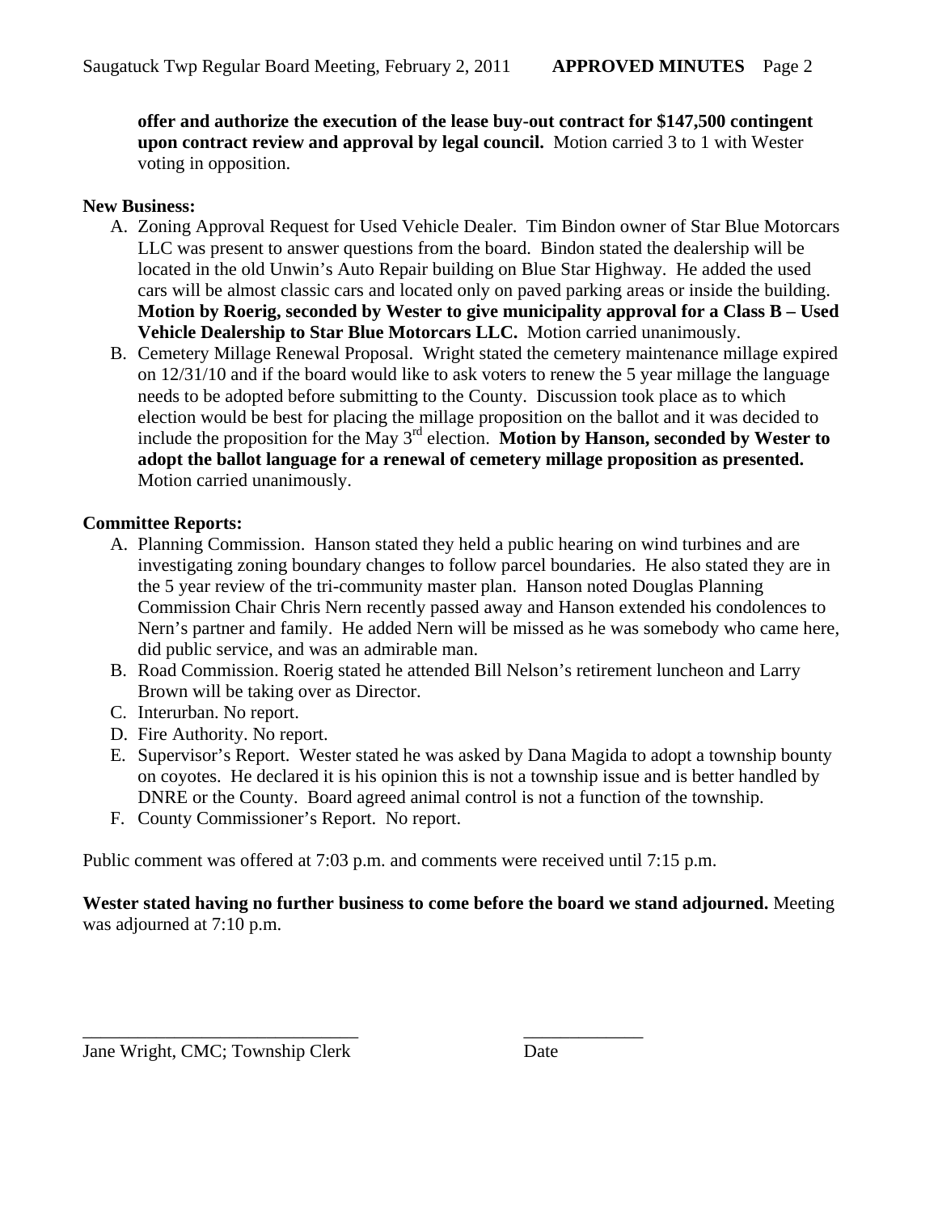**offer and authorize the execution of the lease buy-out contract for $147,500 contingent upon contract review and approval by legal council.** Motion carried 3 to 1 with Wester voting in opposition.

**New Business:**

A. Zoning Approval Request for Used Vehicle Dealer. Tim Bindon owner of Star Blue Motorcars LLC was present to answer questions from the board. Bindon stated the dealership will be located in the old Unwin's Auto Repair building on Blue Star Highway. He added the used cars will be almost classic cars and located only on paved parking areas or inside the building. **Motion by Roerig, seconded by Wester to give municipality approval for a Class B – Used Vehicle Dealership to Star Blue Motorcars LLC.** Motion carried unanimously.
B. Cemetery Millage Renewal Proposal. Wright stated the cemetery maintenance millage expired on 12/31/10 and if the board would like to ask voters to renew the 5 year millage the language needs to be adopted before submitting to the County. Discussion took place as to which election would be best for placing the millage proposition on the ballot and it was decided to include the proposition for the May 3rd election. **Motion by Hanson, seconded by Wester to adopt the ballot language for a renewal of cemetery millage proposition as presented.** Motion carried unanimously.

**Committee Reports:**

A. Planning Commission. Hanson stated they held a public hearing on wind turbines and are investigating zoning boundary changes to follow parcel boundaries. He also stated they are in the 5 year review of the tri-community master plan. Hanson noted Douglas Planning Commission Chair Chris Nern recently passed away and Hanson extended his condolences to Nern's partner and family. He added Nern will be missed as he was somebody who came here, did public service, and was an admirable man.
B. Road Commission. Roerig stated he attended Bill Nelson's retirement luncheon and Larry Brown will be taking over as Director.
C. Interurban. No report.
D. Fire Authority. No report.
E. Supervisor's Report. Wester stated he was asked by Dana Magida to adopt a township bounty on coyotes. He declared it is his opinion this is not a township issue and is better handled by DNRE or the County. Board agreed animal control is not a function of the township.
F. County Commissioner's Report. No report.

Public comment was offered at 7:03 p.m. and comments were received until 7:15 p.m.

**Wester stated having no further business to come before the board we stand adjourned.** Meeting was adjourned at 7:10 p.m.

______________________________ _____________

Jane Wright, CMC; Township Clerk Date